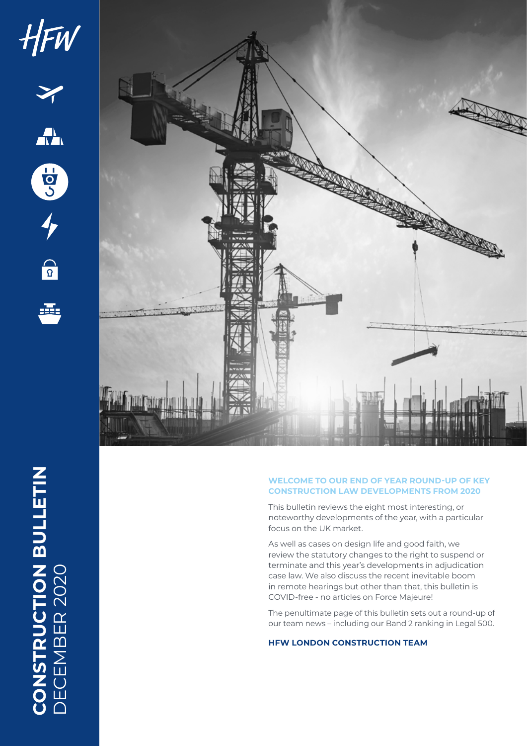HFW

# CONSTRUCTION BULLETIN
DECEMBER 2020

**WELCOME TO OUR END OF YEAR ROUND-UP OF KEY CONSTRUCTION LAW DEVELOPMENTS FROM 2020**

This bulletin reviews the eight most interesting, or noteworthy developments of the year, with a particular focus on the UK market.

As well as cases on design life and good faith, we review the statutory changes to the right to suspend or terminate and this year's developments in adjudication case law. We also discuss the recent inevitable boom in remote hearings but other than that, this bulletin is COVID-free - no articles on Force Majeure!

The penultimate page of this bulletin sets out a round-up of our team news – including our Band 2 ranking in Legal 500.

**HFW LONDON CONSTRUCTION TEAM**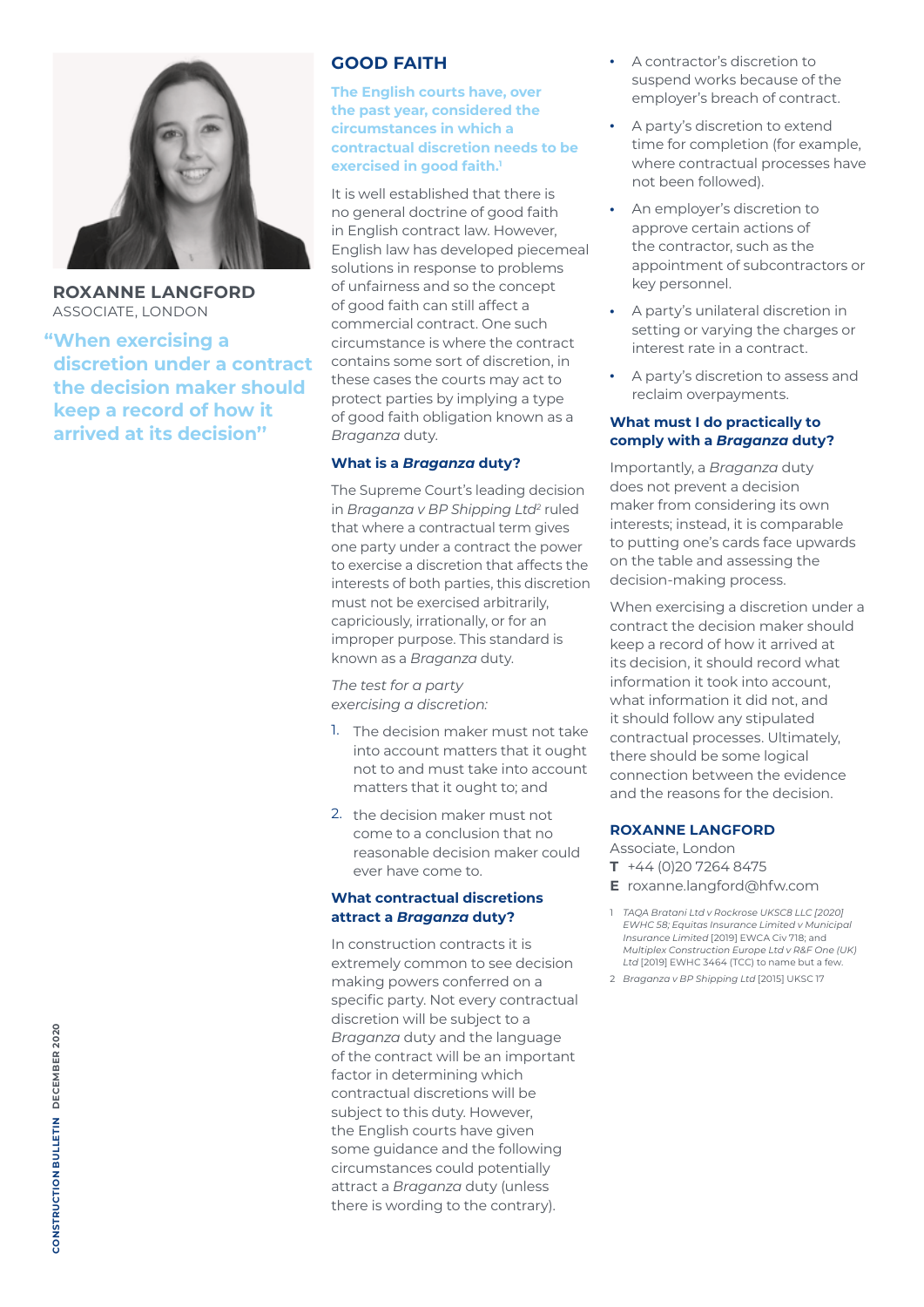**ROXANNE LANGFORD**
ASSOCIATE, LONDON

**"When exercising a discretion under a contract the decision maker should keep a record of how it arrived at its decision"**

## GOOD FAITH

**The English courts have, over the past year, considered the circumstances in which a contractual discretion needs to be exercised in good faith.[1]**

It is well established that there is no general doctrine of good faith in English contract law. However, English law has developed piecemeal solutions in response to problems of unfairness and so the concept of good faith can still affect a commercial contract. One such circumstance is where the contract contains some sort of discretion, in these cases the courts may act to protect parties by implying a type of good faith obligation known as a *Braganza* duty.

### What is a *Braganza* duty?

The Supreme Court's leading decision in *Braganza v BP Shipping Ltd*[2] ruled that where a contractual term gives one party under a contract the power to exercise a discretion that affects the interests of both parties, this discretion must not be exercised arbitrarily, capriciously, irrationally, or for an improper purpose. This standard is known as a *Braganza* duty.

*The test for a party exercising a discretion:*

1. The decision maker must not take into account matters that it ought not to and must take into account matters that it ought to; and
2. the decision maker must not come to a conclusion that no reasonable decision maker could ever have come to.

### What contractual discretions attract a *Braganza* duty?

In construction contracts it is extremely common to see decision making powers conferred on a specific party. Not every contractual discretion will be subject to a *Braganza* duty and the language of the contract will be an important factor in determining which contractual discretions will be subject to this duty. However, the English courts have given some guidance and the following circumstances could potentially attract a *Braganza* duty (unless there is wording to the contrary).

- A contractor's discretion to suspend works because of the employer's breach of contract.
- A party's discretion to extend time for completion (for example, where contractual processes have not been followed).
- An employer's discretion to approve certain actions of the contractor, such as the appointment of subcontractors or key personnel.
- A party's unilateral discretion in setting or varying the charges or interest rate in a contract.
- A party's discretion to assess and reclaim overpayments.

### What must I do practically to comply with a *Braganza* duty?

Importantly, a *Braganza* duty does not prevent a decision maker from considering its own interests; instead, it is comparable to putting one's cards face upwards on the table and assessing the decision-making process.

When exercising a discretion under a contract the decision maker should keep a record of how it arrived at its decision, it should record what information it took into account, what information it did not, and it should follow any stipulated contractual processes. Ultimately, there should be some logical connection between the evidence and the reasons for the decision.

**ROXANNE LANGFORD**
Associate, London
**T** +44 (0)20 7264 8475
**E** roxanne.langford@hfw.com

1 *TAQA Bratani Ltd v Rockrose UKSC8 LLC [2020] EWHC 58; Equitas Insurance Limited v Municipal Insurance Limited* [2019] EWCA Civ 718; and *Multiplex Construction Europe Ltd v R&F One (UK) Ltd* [2019] EWHC 3464 (TCC) to name but a few.

2 *Braganza v BP Shipping Ltd* [2015] UKSC 17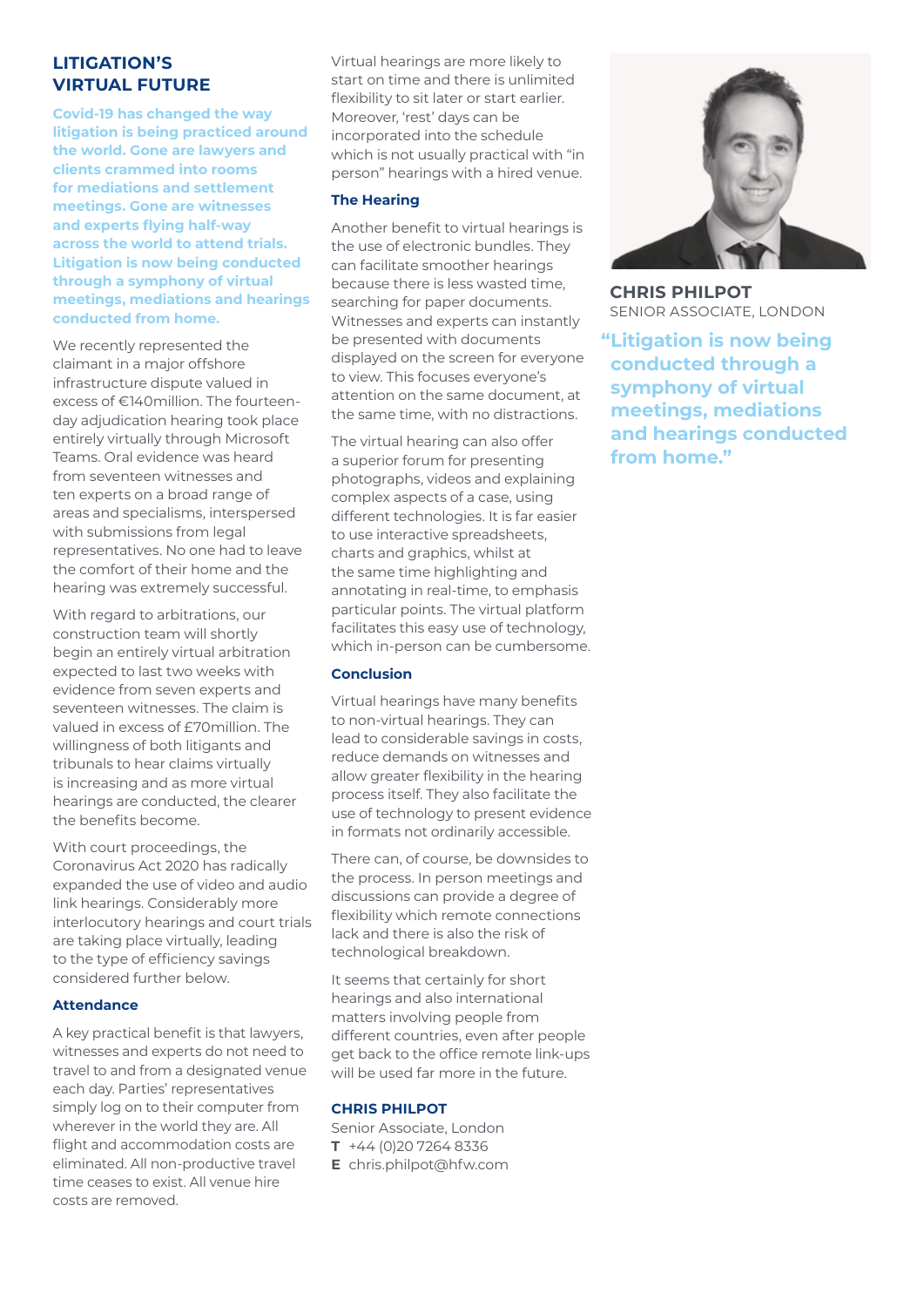## LITIGATION'S VIRTUAL FUTURE

**Covid-19 has changed the way litigation is being practiced around the world. Gone are lawyers and clients crammed into rooms for mediations and settlement meetings. Gone are witnesses and experts flying half-way across the world to attend trials. Litigation is now being conducted through a symphony of virtual meetings, mediations and hearings conducted from home.**

We recently represented the claimant in a major offshore infrastructure dispute valued in excess of €140million. The fourteen-day adjudication hearing took place entirely virtually through Microsoft Teams. Oral evidence was heard from seventeen witnesses and ten experts on a broad range of areas and specialisms, interspersed with submissions from legal representatives. No one had to leave the comfort of their home and the hearing was extremely successful.

With regard to arbitrations, our construction team will shortly begin an entirely virtual arbitration expected to last two weeks with evidence from seven experts and seventeen witnesses. The claim is valued in excess of £70million. The willingness of both litigants and tribunals to hear claims virtually is increasing and as more virtual hearings are conducted, the clearer the benefits become.

With court proceedings, the Coronavirus Act 2020 has radically expanded the use of video and audio link hearings. Considerably more interlocutory hearings and court trials are taking place virtually, leading to the type of efficiency savings considered further below.

### Attendance

A key practical benefit is that lawyers, witnesses and experts do not need to travel to and from a designated venue each day. Parties' representatives simply log on to their computer from wherever in the world they are. All flight and accommodation costs are eliminated. All non-productive travel time ceases to exist. All venue hire costs are removed.

Virtual hearings are more likely to start on time and there is unlimited flexibility to sit later or start earlier. Moreover, 'rest' days can be incorporated into the schedule which is not usually practical with "in person" hearings with a hired venue.

### The Hearing

Another benefit to virtual hearings is the use of electronic bundles. They can facilitate smoother hearings because there is less wasted time, searching for paper documents. Witnesses and experts can instantly be presented with documents displayed on the screen for everyone to view. This focuses everyone's attention on the same document, at the same time, with no distractions.

The virtual hearing can also offer a superior forum for presenting photographs, videos and explaining complex aspects of a case, using different technologies. It is far easier to use interactive spreadsheets, charts and graphics, whilst at the same time highlighting and annotating in real-time, to emphasis particular points. The virtual platform facilitates this easy use of technology, which in-person can be cumbersome.

### Conclusion

Virtual hearings have many benefits to non-virtual hearings. They can lead to considerable savings in costs, reduce demands on witnesses and allow greater flexibility in the hearing process itself. They also facilitate the use of technology to present evidence in formats not ordinarily accessible.

There can, of course, be downsides to the process. In person meetings and discussions can provide a degree of flexibility which remote connections lack and there is also the risk of technological breakdown.

It seems that certainly for short hearings and also international matters involving people from different countries, even after people get back to the office remote link-ups will be used far more in the future.

**CHRIS PHILPOT**
Senior Associate, London
**T** +44 (0)20 7264 8336
**E** chris.philpot@hfw.com

**CHRIS PHILPOT**
SENIOR ASSOCIATE, LONDON

**"Litigation is now being conducted through a symphony of virtual meetings, mediations and hearings conducted from home."**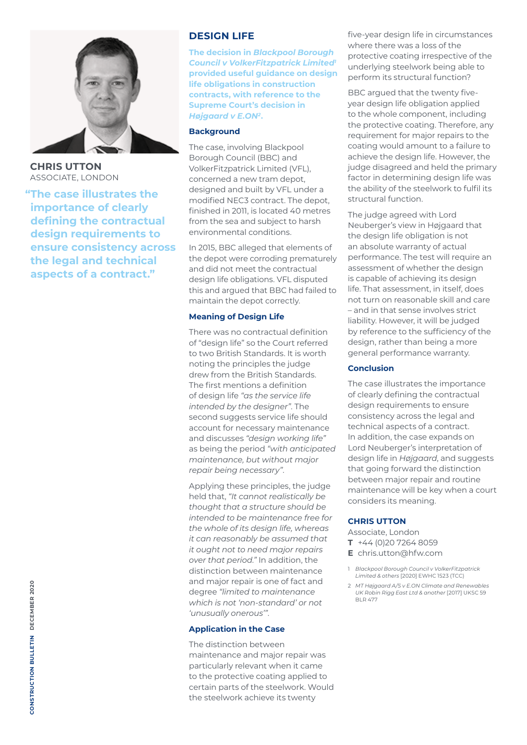**CHRIS UTTON**
ASSOCIATE, LONDON

> "The case illustrates the importance of clearly defining the contractual design requirements to ensure consistency across the legal and technical aspects of a contract."

## DESIGN LIFE

**The decision in *Blackpool Borough Council v VolkerFitzpatrick Limited*[1] provided useful guidance on design life obligations in construction contracts, with reference to the Supreme Court's decision in *Højgaard v E.ON*[2].**

### Background

The case, involving Blackpool Borough Council (BBC) and VolkerFitzpatrick Limited (VFL), concerned a new tram depot, designed and built by VFL under a modified NEC3 contract. The depot, finished in 2011, is located 40 metres from the sea and subject to harsh environmental conditions.

In 2015, BBC alleged that elements of the depot were corroding prematurely and did not meet the contractual design life obligations. VFL disputed this and argued that BBC had failed to maintain the depot correctly.

### Meaning of Design Life

There was no contractual definition of "design life" so the Court referred to two British Standards. It is worth noting the principles the judge drew from the British Standards. The first mentions a definition of design life *"as the service life intended by the designer"*. The second suggests service life should account for necessary maintenance and discusses *"design working life"* as being the period *"with anticipated maintenance, but without major repair being necessary"*.

Applying these principles, the judge held that, *"It cannot realistically be thought that a structure should be intended to be maintenance free for the whole of its design life, whereas it can reasonably be assumed that it ought not to need major repairs over that period."* In addition, the distinction between maintenance and major repair is one of fact and degree *"limited to maintenance which is not 'non-standard' or not 'unusually onerous'"*.

### Application in the Case

The distinction between maintenance and major repair was particularly relevant when it came to the protective coating applied to certain parts of the steelwork. Would the steelwork achieve its twenty five-year design life in circumstances where there was a loss of the protective coating irrespective of the underlying steelwork being able to perform its structural function?

BBC argued that the twenty five-year design life obligation applied to the whole component, including the protective coating. Therefore, any requirement for major repairs to the coating would amount to a failure to achieve the design life. However, the judge disagreed and held the primary factor in determining design life was the ability of the steelwork to fulfil its structural function.

The judge agreed with Lord Neuberger's view in Højgaard that the design life obligation is not an absolute warranty of actual performance. The test will require an assessment of whether the design is capable of achieving its design life. That assessment, in itself, does not turn on reasonable skill and care – and in that sense involves strict liability. However, it will be judged by reference to the sufficiency of the design, rather than being a more general performance warranty.

### Conclusion

The case illustrates the importance of clearly defining the contractual design requirements to ensure consistency across the legal and technical aspects of a contract. In addition, the case expands on Lord Neuberger's interpretation of design life in *Højgaard*, and suggests that going forward the distinction between major repair and routine maintenance will be key when a court considers its meaning.

**CHRIS UTTON**
Associate, London
**T** +44 (0)20 7264 8059
**E** chris.utton@hfw.com

1 *Blackpool Borough Council v VolkerFitzpatrick Limited & others* [2020] EWHC 1523 (TCC)

2 *MT Højgaard A/S v E.ON Climate and Renewables UK Robin Rigg East Ltd & another* [2017] UKSC 59 BLR 477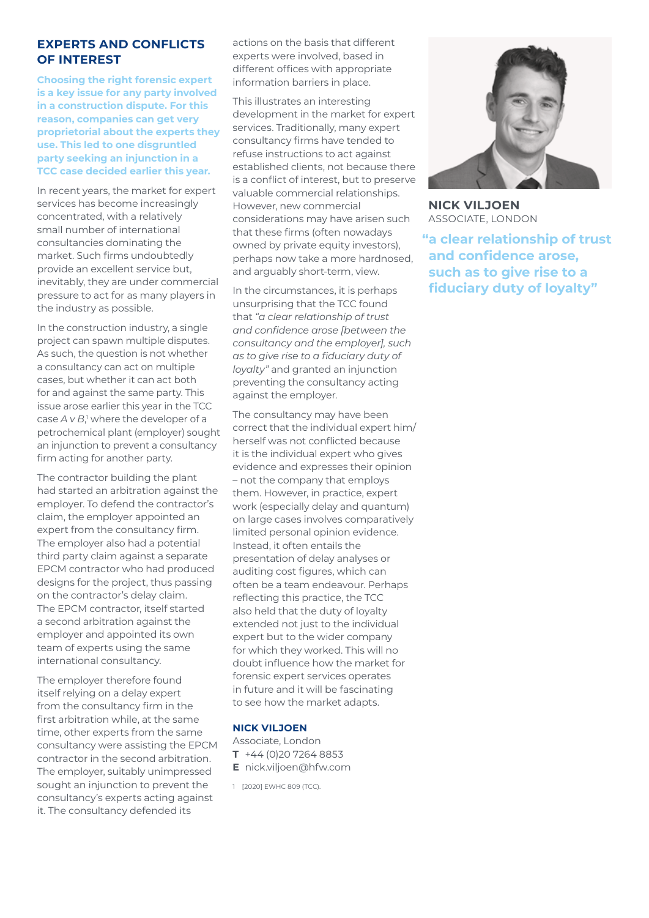## EXPERTS AND CONFLICTS OF INTEREST

**Choosing the right forensic expert is a key issue for any party involved in a construction dispute. For this reason, companies can get very proprietorial about the experts they use. This led to one disgruntled party seeking an injunction in a TCC case decided earlier this year.**

In recent years, the market for expert services has become increasingly concentrated, with a relatively small number of international consultancies dominating the market. Such firms undoubtedly provide an excellent service but, inevitably, they are under commercial pressure to act for as many players in the industry as possible.

In the construction industry, a single project can spawn multiple disputes. As such, the question is not whether a consultancy can act on multiple cases, but whether it can act both for and against the same party. This issue arose earlier this year in the TCC case *A v B*,[1] where the developer of a petrochemical plant (employer) sought an injunction to prevent a consultancy firm acting for another party.

The contractor building the plant had started an arbitration against the employer. To defend the contractor's claim, the employer appointed an expert from the consultancy firm. The employer also had a potential third party claim against a separate EPCM contractor who had produced designs for the project, thus passing on the contractor's delay claim. The EPCM contractor, itself started a second arbitration against the employer and appointed its own team of experts using the same international consultancy.

The employer therefore found itself relying on a delay expert from the consultancy firm in the first arbitration while, at the same time, other experts from the same consultancy were assisting the EPCM contractor in the second arbitration. The employer, suitably unimpressed sought an injunction to prevent the consultancy's experts acting against it. The consultancy defended its actions on the basis that different experts were involved, based in different offices with appropriate information barriers in place.

This illustrates an interesting development in the market for expert services. Traditionally, many expert consultancy firms have tended to refuse instructions to act against established clients, not because there is a conflict of interest, but to preserve valuable commercial relationships. However, new commercial considerations may have arisen such that these firms (often nowadays owned by private equity investors), perhaps now take a more hardnosed, and arguably short-term, view.

In the circumstances, it is perhaps unsurprising that the TCC found that *"a clear relationship of trust and confidence arose [between the consultancy and the employer], such as to give rise to a fiduciary duty of loyalty"* and granted an injunction preventing the consultancy acting against the employer.

The consultancy may have been correct that the individual expert him/herself was not conflicted because it is the individual expert who gives evidence and expresses their opinion – not the company that employs them. However, in practice, expert work (especially delay and quantum) on large cases involves comparatively limited personal opinion evidence. Instead, it often entails the presentation of delay analyses or auditing cost figures, which can often be a team endeavour. Perhaps reflecting this practice, the TCC also held that the duty of loyalty extended not just to the individual expert but to the wider company for which they worked. This will no doubt influence how the market for forensic expert services operates in future and it will be fascinating to see how the market adapts.

**NICK VILJOEN**
Associate, London
**T** +44 (0)20 7264 8853
**E** nick.viljoen@hfw.com

1 [2020] EWHC 809 (TCC).

**NICK VILJOEN**
ASSOCIATE, LONDON

**"a clear relationship of trust and confidence arose, such as to give rise to a fiduciary duty of loyalty"**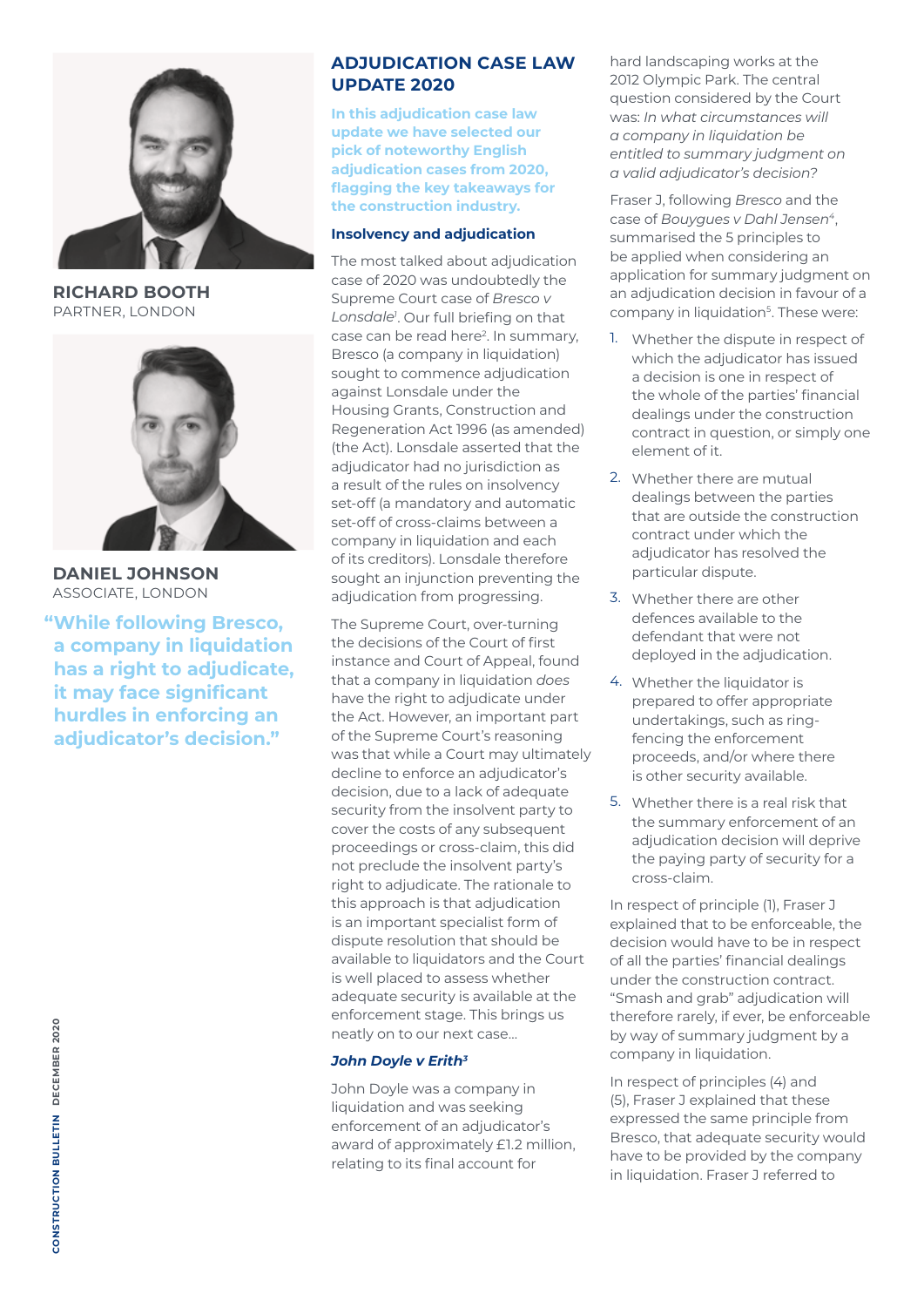**RICHARD BOOTH**
PARTNER, LONDON

**DANIEL JOHNSON**
ASSOCIATE, LONDON

> **"While following Bresco, a company in liquidation has a right to adjudicate, it may face significant hurdles in enforcing an adjudicator's decision."**

# ADJUDICATION CASE LAW UPDATE 2020

**In this adjudication case law update we have selected our pick of noteworthy English adjudication cases from 2020, flagging the key takeaways for the construction industry.**

### Insolvency and adjudication

The most talked about adjudication case of 2020 was undoubtedly the Supreme Court case of *Bresco v Lonsdale*[1]. Our full briefing on that case can be read here[2]. In summary, Bresco (a company in liquidation) sought to commence adjudication against Lonsdale under the Housing Grants, Construction and Regeneration Act 1996 (as amended) (the Act). Lonsdale asserted that the adjudicator had no jurisdiction as a result of the rules on insolvency set-off (a mandatory and automatic set-off of cross-claims between a company in liquidation and each of its creditors). Lonsdale therefore sought an injunction preventing the adjudication from progressing.

The Supreme Court, over-turning the decisions of the Court of first instance and Court of Appeal, found that a company in liquidation *does* have the right to adjudicate under the Act. However, an important part of the Supreme Court's reasoning was that while a Court may ultimately decline to enforce an adjudicator's decision, due to a lack of adequate security from the insolvent party to cover the costs of any subsequent proceedings or cross-claim, this did not preclude the insolvent party's right to adjudicate. The rationale to this approach is that adjudication is an important specialist form of dispute resolution that should be available to liquidators and the Court is well placed to assess whether adequate security is available at the enforcement stage. This brings us neatly on to our next case…

### *John Doyle v Erith[3]*

John Doyle was a company in liquidation and was seeking enforcement of an adjudicator's award of approximately £1.2 million, relating to its final account for hard landscaping works at the 2012 Olympic Park. The central question considered by the Court was: *In what circumstances will a company in liquidation be entitled to summary judgment on a valid adjudicator's decision?*

Fraser J, following *Bresco* and the case of *Bouygues v Dahl Jensen*[4], summarised the 5 principles to be applied when considering an application for summary judgment on an adjudication decision in favour of a company in liquidation[5]. These were:

1. Whether the dispute in respect of which the adjudicator has issued a decision is one in respect of the whole of the parties' financial dealings under the construction contract in question, or simply one element of it.
2. Whether there are mutual dealings between the parties that are outside the construction contract under which the adjudicator has resolved the particular dispute.
3. Whether there are other defences available to the defendant that were not deployed in the adjudication.
4. Whether the liquidator is prepared to offer appropriate undertakings, such as ring-fencing the enforcement proceeds, and/or where there is other security available.
5. Whether there is a real risk that the summary enforcement of an adjudication decision will deprive the paying party of security for a cross-claim.

In respect of principle (1), Fraser J explained that to be enforceable, the decision would have to be in respect of all the parties' financial dealings under the construction contract. "Smash and grab" adjudication will therefore rarely, if ever, be enforceable by way of summary judgment by a company in liquidation.

In respect of principles (4) and (5), Fraser J explained that these expressed the same principle from Bresco, that adequate security would have to be provided by the company in liquidation. Fraser J referred to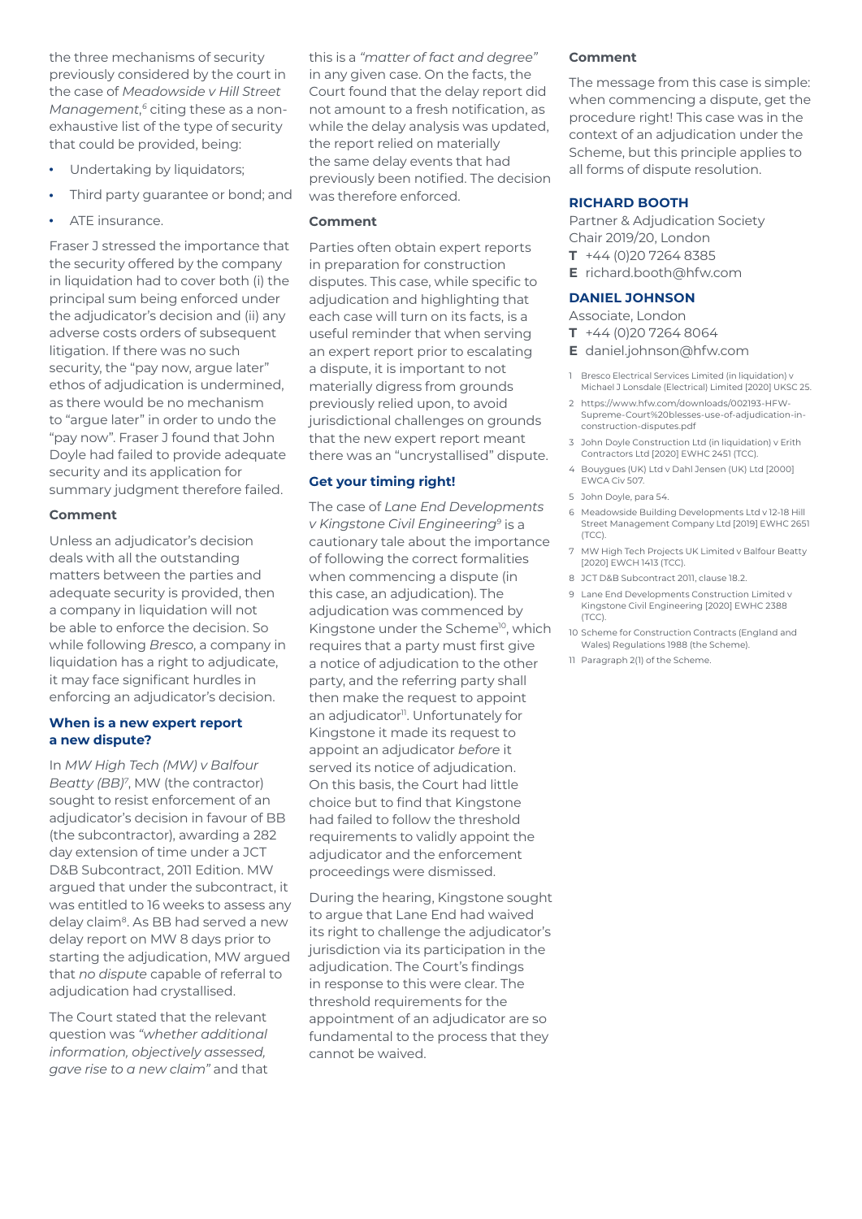the three mechanisms of security previously considered by the court in the case of *Meadowside v Hill Street Management*,[6] citing these as a non-exhaustive list of the type of security that could be provided, being:

- Undertaking by liquidators;
- Third party guarantee or bond; and
- ATE insurance.

Fraser J stressed the importance that the security offered by the company in liquidation had to cover both (i) the principal sum being enforced under the adjudicator's decision and (ii) any adverse costs orders of subsequent litigation. If there was no such security, the "pay now, argue later" ethos of adjudication is undermined, as there would be no mechanism to "argue later" in order to undo the "pay now". Fraser J found that John Doyle had failed to provide adequate security and its application for summary judgment therefore failed.

#### Comment

Unless an adjudicator's decision deals with all the outstanding matters between the parties and adequate security is provided, then a company in liquidation will not be able to enforce the decision. So while following *Bresco*, a company in liquidation has a right to adjudicate, it may face significant hurdles in enforcing an adjudicator's decision.

### When is a new expert report a new dispute?

In *MW High Tech (MW) v Balfour Beatty (BB)*[7], MW (the contractor) sought to resist enforcement of an adjudicator's decision in favour of BB (the subcontractor), awarding a 282 day extension of time under a JCT D&B Subcontract, 2011 Edition. MW argued that under the subcontract, it was entitled to 16 weeks to assess any delay claim[8]. As BB had served a new delay report on MW 8 days prior to starting the adjudication, MW argued that *no dispute* capable of referral to adjudication had crystallised.

The Court stated that the relevant question was *"whether additional information, objectively assessed, gave rise to a new claim"* and that this is a *"matter of fact and degree"* in any given case. On the facts, the Court found that the delay report did not amount to a fresh notification, as while the delay analysis was updated, the report relied on materially the same delay events that had previously been notified. The decision was therefore enforced.

#### Comment

Parties often obtain expert reports in preparation for construction disputes. This case, while specific to adjudication and highlighting that each case will turn on its facts, is a useful reminder that when serving an expert report prior to escalating a dispute, it is important to not materially digress from grounds previously relied upon, to avoid jurisdictional challenges on grounds that the new expert report meant there was an "uncrystallised" dispute.

### Get your timing right!

The case of *Lane End Developments v Kingstone Civil Engineering*[9] is a cautionary tale about the importance of following the correct formalities when commencing a dispute (in this case, an adjudication). The adjudication was commenced by Kingstone under the Scheme[10], which requires that a party must first give a notice of adjudication to the other party, and the referring party shall then make the request to appoint an adjudicator[11]. Unfortunately for Kingstone it made its request to appoint an adjudicator *before* it served its notice of adjudication. On this basis, the Court had little choice but to find that Kingstone had failed to follow the threshold requirements to validly appoint the adjudicator and the enforcement proceedings were dismissed.

During the hearing, Kingstone sought to argue that Lane End had waived its right to challenge the adjudicator's jurisdiction via its participation in the adjudication. The Court's findings in response to this were clear. The threshold requirements for the appointment of an adjudicator are so fundamental to the process that they cannot be waived.

#### Comment

The message from this case is simple: when commencing a dispute, get the procedure right! This case was in the context of an adjudication under the Scheme, but this principle applies to all forms of dispute resolution.

**RICHARD BOOTH**
Partner & Adjudication Society Chair 2019/20, London
**T** +44 (0)20 7264 8385
**E** richard.booth@hfw.com

**DANIEL JOHNSON**
Associate, London
**T** +44 (0)20 7264 8064
**E** daniel.johnson@hfw.com

1 Bresco Electrical Services Limited (in liquidation) v Michael J Lonsdale (Electrical) Limited [2020] UKSC 25.
2 https://www.hfw.com/downloads/002193-HFW-Supreme-Court%20blesses-use-of-adjudication-in-construction-disputes.pdf
3 John Doyle Construction Ltd (in liquidation) v Erith Contractors Ltd [2020] EWHC 2451 (TCC).
4 Bouygues (UK) Ltd v Dahl Jensen (UK) Ltd [2000] EWCA Civ 507.
5 John Doyle, para 54.
6 Meadowside Building Developments Ltd v 12-18 Hill Street Management Company Ltd [2019] EWHC 2651 (TCC).
7 MW High Tech Projects UK Limited v Balfour Beatty [2020] EWCH 1413 (TCC).
8 JCT D&B Subcontract 2011, clause 18.2.
9 Lane End Developments Construction Limited v Kingstone Civil Engineering [2020] EWHC 2388 (TCC).
10 Scheme for Construction Contracts (England and Wales) Regulations 1988 (the Scheme).
11 Paragraph 2(1) of the Scheme.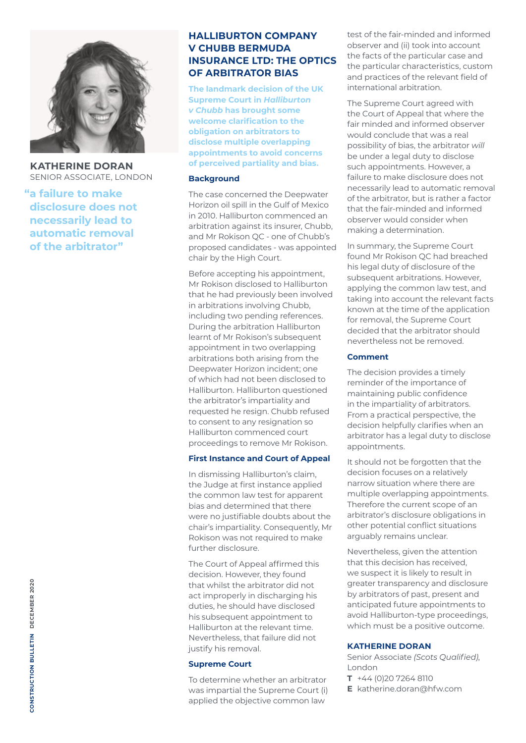**KATHERINE DORAN**
SENIOR ASSOCIATE, LONDON

**"a failure to make disclosure does not necessarily lead to automatic removal of the arbitrator"**

## HALLIBURTON COMPANY V CHUBB BERMUDA INSURANCE LTD: THE OPTICS OF ARBITRATOR BIAS

**The landmark decision of the UK Supreme Court in *Halliburton v Chubb* has brought some welcome clarification to the obligation on arbitrators to disclose multiple overlapping appointments to avoid concerns of perceived partiality and bias.**

### Background

The case concerned the Deepwater Horizon oil spill in the Gulf of Mexico in 2010. Halliburton commenced an arbitration against its insurer, Chubb, and Mr Rokison QC - one of Chubb's proposed candidates - was appointed chair by the High Court.

Before accepting his appointment, Mr Rokison disclosed to Halliburton that he had previously been involved in arbitrations involving Chubb, including two pending references. During the arbitration Halliburton learnt of Mr Rokison's subsequent appointment in two overlapping arbitrations both arising from the Deepwater Horizon incident; one of which had not been disclosed to Halliburton. Halliburton questioned the arbitrator's impartiality and requested he resign. Chubb refused to consent to any resignation so Halliburton commenced court proceedings to remove Mr Rokison.

### First Instance and Court of Appeal

In dismissing Halliburton's claim, the Judge at first instance applied the common law test for apparent bias and determined that there were no justifiable doubts about the chair's impartiality. Consequently, Mr Rokison was not required to make further disclosure.

The Court of Appeal affirmed this decision. However, they found that whilst the arbitrator did not act improperly in discharging his duties, he should have disclosed his subsequent appointment to Halliburton at the relevant time. Nevertheless, that failure did not justify his removal.

### Supreme Court

To determine whether an arbitrator was impartial the Supreme Court (i) applied the objective common law test of the fair-minded and informed observer and (ii) took into account the facts of the particular case and the particular characteristics, custom and practices of the relevant field of international arbitration.

The Supreme Court agreed with the Court of Appeal that where the fair minded and informed observer would conclude that was a real possibility of bias, the arbitrator *will* be under a legal duty to disclose such appointments. However, a failure to make disclosure does not necessarily lead to automatic removal of the arbitrator, but is rather a factor that the fair-minded and informed observer would consider when making a determination.

In summary, the Supreme Court found Mr Rokison QC had breached his legal duty of disclosure of the subsequent arbitrations. However, applying the common law test, and taking into account the relevant facts known at the time of the application for removal, the Supreme Court decided that the arbitrator should nevertheless not be removed.

### Comment

The decision provides a timely reminder of the importance of maintaining public confidence in the impartiality of arbitrators. From a practical perspective, the decision helpfully clarifies when an arbitrator has a legal duty to disclose appointments.

It should not be forgotten that the decision focuses on a relatively narrow situation where there are multiple overlapping appointments. Therefore the current scope of an arbitrator's disclosure obligations in other potential conflict situations arguably remains unclear.

Nevertheless, given the attention that this decision has received, we suspect it is likely to result in greater transparency and disclosure by arbitrators of past, present and anticipated future appointments to avoid Halliburton-type proceedings, which must be a positive outcome.

**KATHERINE DORAN**
Senior Associate *(Scots Qualified)*, London
**T** +44 (0)20 7264 8110
**E** katherine.doran@hfw.com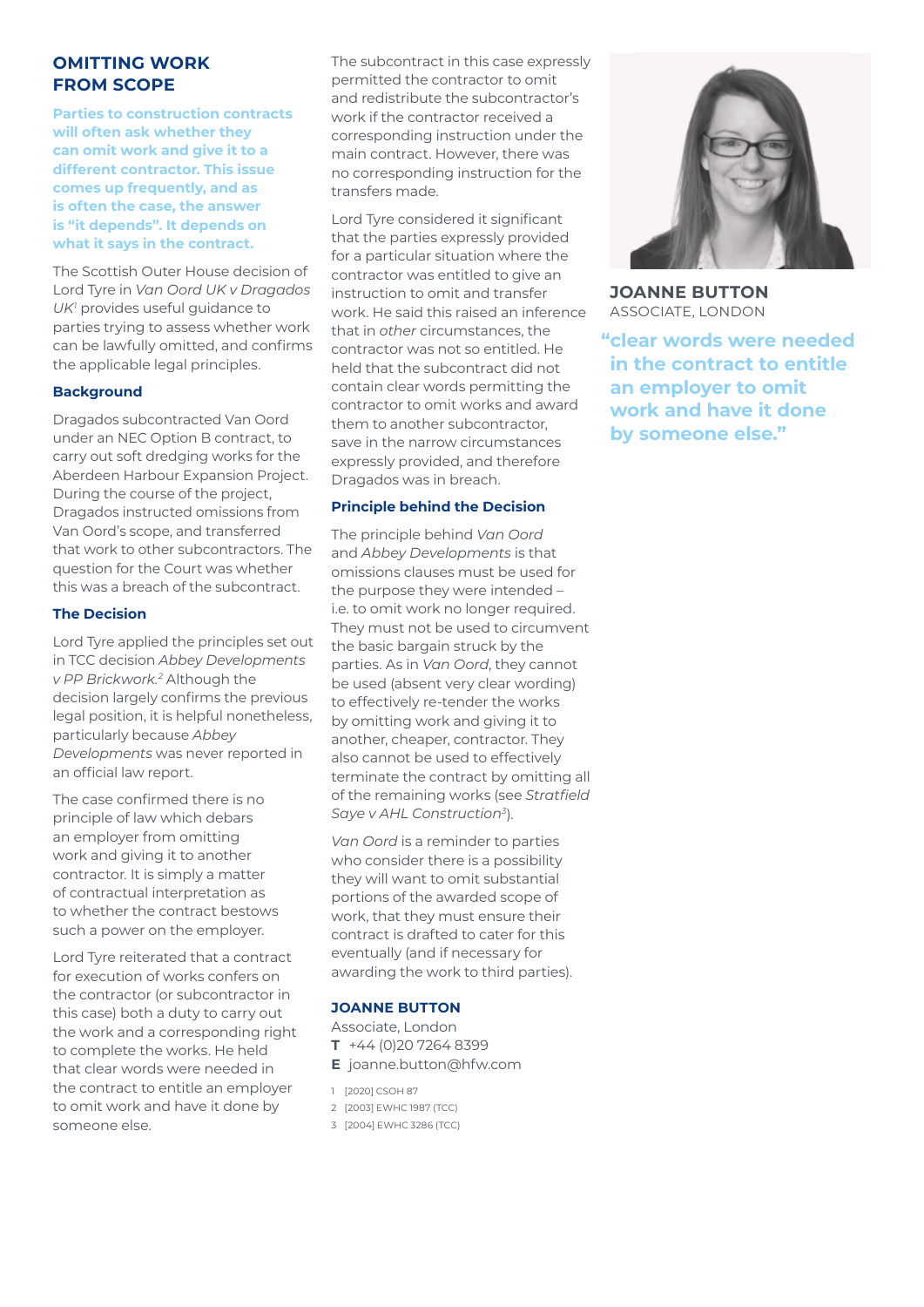## OMITTING WORK FROM SCOPE

**Parties to construction contracts will often ask whether they can omit work and give it to a different contractor. This issue comes up frequently, and as is often the case, the answer is "it depends". It depends on what it says in the contract.**

The Scottish Outer House decision of Lord Tyre in *Van Oord UK v Dragados UK*[1] provides useful guidance to parties trying to assess whether work can be lawfully omitted, and confirms the applicable legal principles.

### Background

Dragados subcontracted Van Oord under an NEC Option B contract, to carry out soft dredging works for the Aberdeen Harbour Expansion Project. During the course of the project, Dragados instructed omissions from Van Oord's scope, and transferred that work to other subcontractors. The question for the Court was whether this was a breach of the subcontract.

### The Decision

Lord Tyre applied the principles set out in TCC decision *Abbey Developments v PP Brickwork.*[2] Although the decision largely confirms the previous legal position, it is helpful nonetheless, particularly because *Abbey Developments* was never reported in an official law report.

The case confirmed there is no principle of law which debars an employer from omitting work and giving it to another contractor. It is simply a matter of contractual interpretation as to whether the contract bestows such a power on the employer.

Lord Tyre reiterated that a contract for execution of works confers on the contractor (or subcontractor in this case) both a duty to carry out the work and a corresponding right to complete the works. He held that clear words were needed in the contract to entitle an employer to omit work and have it done by someone else.

The subcontract in this case expressly permitted the contractor to omit and redistribute the subcontractor's work if the contractor received a corresponding instruction under the main contract. However, there was no corresponding instruction for the transfers made.

Lord Tyre considered it significant that the parties expressly provided for a particular situation where the contractor was entitled to give an instruction to omit and transfer work. He said this raised an inference that in *other* circumstances, the contractor was not so entitled. He held that the subcontract did not contain clear words permitting the contractor to omit works and award them to another subcontractor, save in the narrow circumstances expressly provided, and therefore Dragados was in breach.

### Principle behind the Decision

The principle behind *Van Oord* and *Abbey Developments* is that omissions clauses must be used for the purpose they were intended – i.e. to omit work no longer required. They must not be used to circumvent the basic bargain struck by the parties. As in *Van Oord*, they cannot be used (absent very clear wording) to effectively re-tender the works by omitting work and giving it to another, cheaper, contractor. They also cannot be used to effectively terminate the contract by omitting all of the remaining works (see *Stratfield Saye v AHL Construction*[3]).

*Van Oord* is a reminder to parties who consider there is a possibility they will want to omit substantial portions of the awarded scope of work, that they must ensure their contract is drafted to cater for this eventually (and if necessary for awarding the work to third parties).

**JOANNE BUTTON**
Associate, London
**T** +44 (0)20 7264 8399
**E** joanne.button@hfw.com

1 [2020] CSOH 87
2 [2003] EWHC 1987 (TCC)
3 [2004] EWHC 3286 (TCC)

**JOANNE BUTTON**
ASSOCIATE, LONDON

**"clear words were needed in the contract to entitle an employer to omit work and have it done by someone else."**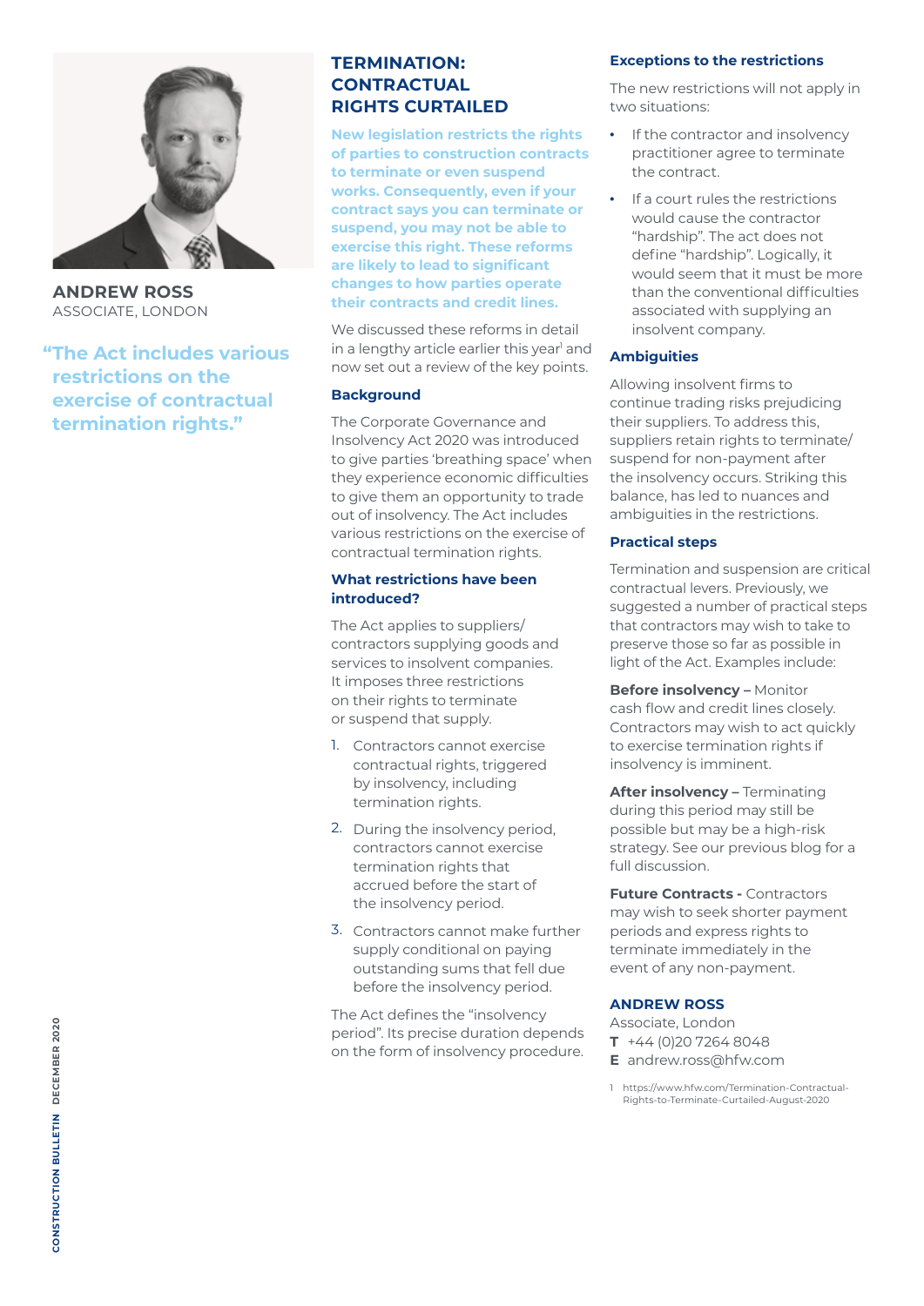**ANDREW ROSS**
ASSOCIATE, LONDON

**"The Act includes various restrictions on the exercise of contractual termination rights."**

# TERMINATION: CONTRACTUAL RIGHTS CURTAILED

**New legislation restricts the rights of parties to construction contracts to terminate or even suspend works. Consequently, even if your contract says you can terminate or suspend, you may not be able to exercise this right. These reforms are likely to lead to significant changes to how parties operate their contracts and credit lines.**

We discussed these reforms in detail in a lengthy article earlier this year[1] and now set out a review of the key points.

### Background

The Corporate Governance and Insolvency Act 2020 was introduced to give parties 'breathing space' when they experience economic difficulties to give them an opportunity to trade out of insolvency. The Act includes various restrictions on the exercise of contractual termination rights.

### What restrictions have been introduced?

The Act applies to suppliers/contractors supplying goods and services to insolvent companies. It imposes three restrictions on their rights to terminate or suspend that supply.

1. Contractors cannot exercise contractual rights, triggered by insolvency, including termination rights.
2. During the insolvency period, contractors cannot exercise termination rights that accrued before the start of the insolvency period.
3. Contractors cannot make further supply conditional on paying outstanding sums that fell due before the insolvency period.

The Act defines the "insolvency period". Its precise duration depends on the form of insolvency procedure.

### Exceptions to the restrictions

The new restrictions will not apply in two situations:

- If the contractor and insolvency practitioner agree to terminate the contract.
- If a court rules the restrictions would cause the contractor "hardship". The act does not define "hardship". Logically, it would seem that it must be more than the conventional difficulties associated with supplying an insolvent company.

### Ambiguities

Allowing insolvent firms to continue trading risks prejudicing their suppliers. To address this, suppliers retain rights to terminate/suspend for non-payment after the insolvency occurs. Striking this balance, has led to nuances and ambiguities in the restrictions.

### Practical steps

Termination and suspension are critical contractual levers. Previously, we suggested a number of practical steps that contractors may wish to take to preserve those so far as possible in light of the Act. Examples include:

**Before insolvency –** Monitor cash flow and credit lines closely. Contractors may wish to act quickly to exercise termination rights if insolvency is imminent.

**After insolvency –** Terminating during this period may still be possible but may be a high-risk strategy. See our previous blog for a full discussion.

**Future Contracts -** Contractors may wish to seek shorter payment periods and express rights to terminate immediately in the event of any non-payment.

**ANDREW ROSS**
Associate, London
**T** +44 (0)20 7264 8048
**E** andrew.ross@hfw.com

[1] https://www.hfw.com/Termination-Contractual-Rights-to-Terminate-Curtailed-August-2020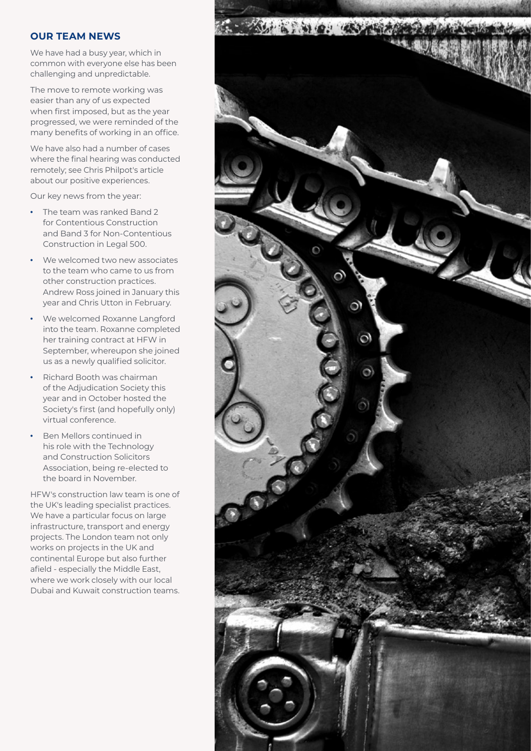## OUR TEAM NEWS

We have had a busy year, which in common with everyone else has been challenging and unpredictable.

The move to remote working was easier than any of us expected when first imposed, but as the year progressed, we were reminded of the many benefits of working in an office.

We have also had a number of cases where the final hearing was conducted remotely; see Chris Philpot's article about our positive experiences.

Our key news from the year:

- The team was ranked Band 2 for Contentious Construction and Band 3 for Non-Contentious Construction in Legal 500.
- We welcomed two new associates to the team who came to us from other construction practices. Andrew Ross joined in January this year and Chris Utton in February.
- We welcomed Roxanne Langford into the team. Roxanne completed her training contract at HFW in September, whereupon she joined us as a newly qualified solicitor.
- Richard Booth was chairman of the Adjudication Society this year and in October hosted the Society's first (and hopefully only) virtual conference.
- Ben Mellors continued in his role with the Technology and Construction Solicitors Association, being re-elected to the board in November.

HFW's construction law team is one of the UK's leading specialist practices. We have a particular focus on large infrastructure, transport and energy projects. The London team not only works on projects in the UK and continental Europe but also further afield - especially the Middle East, where we work closely with our local Dubai and Kuwait construction teams.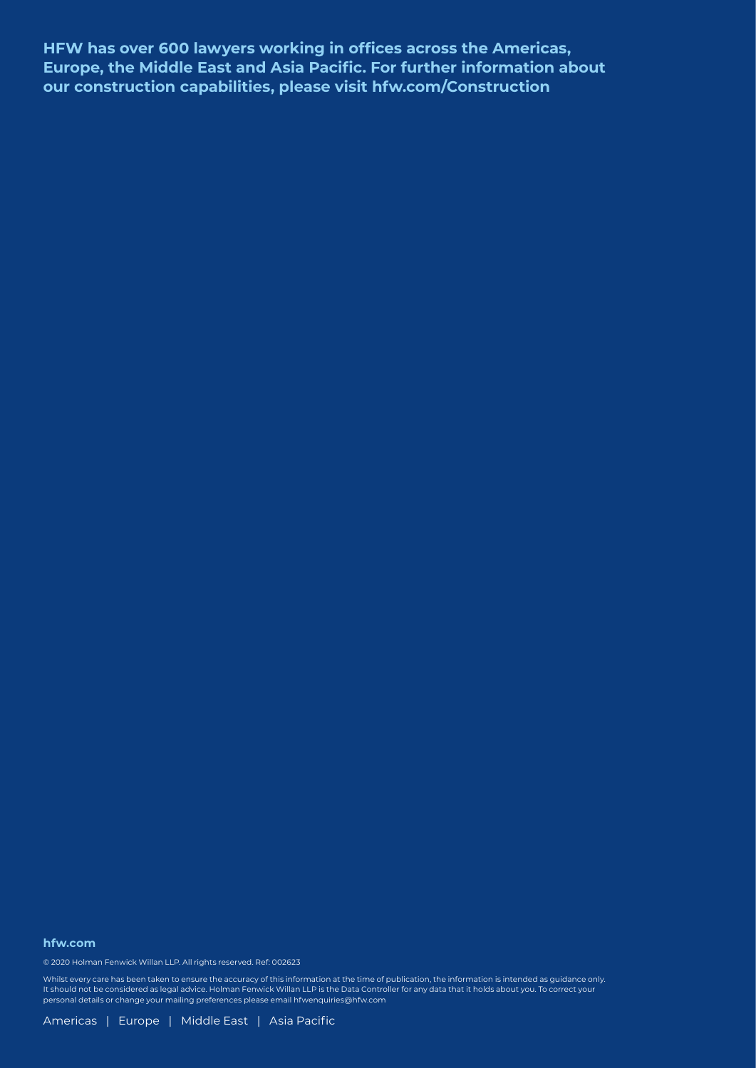**HFW has over 600 lawyers working in offices across the Americas, Europe, the Middle East and Asia Pacific. For further information about our construction capabilities, please visit hfw.com/Construction**

**hfw.com**

© 2020 Holman Fenwick Willan LLP. All rights reserved. Ref: 002623

Whilst every care has been taken to ensure the accuracy of this information at the time of publication, the information is intended as guidance only. It should not be considered as legal advice. Holman Fenwick Willan LLP is the Data Controller for any data that it holds about you. To correct your personal details or change your mailing preferences please email hfwenquiries@hfw.com

Americas | Europe | Middle East | Asia Pacific